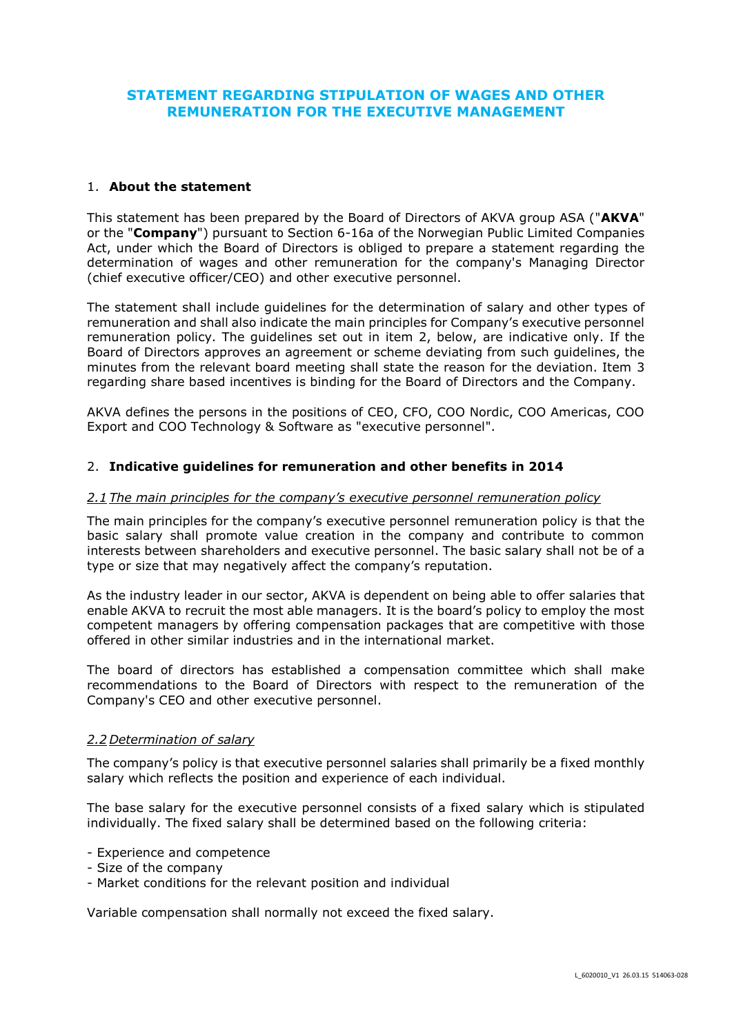# STATEMENT REGARDING STIPULATION OF WAGES AND OTHER REMUNERATION FOR THE EXECUTIVE MANAGEMENT

## 1. About the statement

This statement has been prepared by the Board of Directors of AKVA group ASA ("**AKVA**" or the "**Company**") pursuant to Section 6-16a of the Norwegian Public Limited Companies Act, under which the Board of Directors is obliged to prepare a statement regarding the determination of wages and other remuneration for the company's Managing Director (chief executive officer/CEO) and other executive personnel.

The statement shall include guidelines for the determination of salary and other types of remuneration and shall also indicate the main principles for Company's executive personnel remuneration policy. The guidelines set out in item 2, below, are indicative only. If the Board of Directors approves an agreement or scheme deviating from such guidelines, the minutes from the relevant board meeting shall state the reason for the deviation. Item 3 regarding share based incentives is binding for the Board of Directors and the Company.

AKVA defines the persons in the positions of CEO, CFO, COO Nordic, COO Americas, COO Export and COO Technology & Software as "executive personnel".

## 2. Indicative guidelines for remuneration and other benefits in 2014

### *2.1 The main principles for the company's executive personnel remuneration policy*

The main principles for the company's executive personnel remuneration policy is that the basic salary shall promote value creation in the company and contribute to common interests between shareholders and executive personnel. The basic salary shall not be of a type or size that may negatively affect the company's reputation.

As the industry leader in our sector, AKVA is dependent on being able to offer salaries that enable AKVA to recruit the most able managers. It is the board's policy to employ the most competent managers by offering compensation packages that are competitive with those offered in other similar industries and in the international market.

The board of directors has established a compensation committee which shall make recommendations to the Board of Directors with respect to the remuneration of the Company's CEO and other executive personnel.

### *2.2 Determination of salary*

The company's policy is that executive personnel salaries shall primarily be a fixed monthly salary which reflects the position and experience of each individual.

The base salary for the executive personnel consists of a fixed salary which is stipulated individually. The fixed salary shall be determined based on the following criteria:

- Experience and competence
- Size of the company
- Market conditions for the relevant position and individual

Variable compensation shall normally not exceed the fixed salary.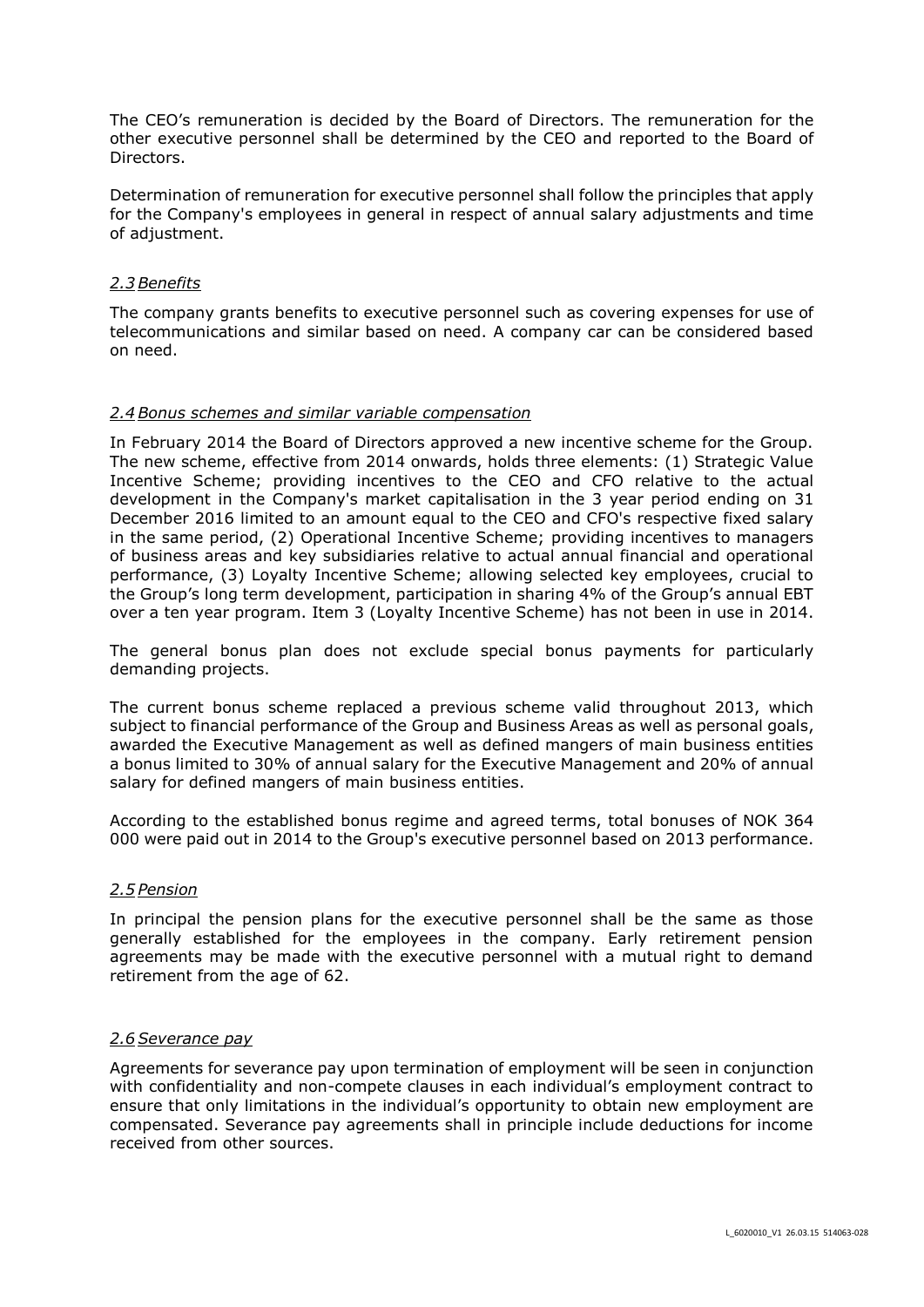The CEO's remuneration is decided by the Board of Directors. The remuneration for the other executive personnel shall be determined by the CEO and reported to the Board of Directors.

Determination of remuneration for executive personnel shall follow the principles that apply for the Company's employees in general in respect of annual salary adjustments and time of adjustment.

### *2.3 Benefits*

The company grants benefits to executive personnel such as covering expenses for use of telecommunications and similar based on need. A company car can be considered based on need.

### *2.4 Bonus schemes and similar variable compensation*

In February 2014 the Board of Directors approved a new incentive scheme for the Group. The new scheme, effective from 2014 onwards, holds three elements: (1) Strategic Value Incentive Scheme; providing incentives to the CEO and CFO relative to the actual development in the Company's market capitalisation in the 3 year period ending on 31 December 2016 limited to an amount equal to the CEO and CFO's respective fixed salary in the same period, (2) Operational Incentive Scheme; providing incentives to managers of business areas and key subsidiaries relative to actual annual financial and operational performance, (3) Loyalty Incentive Scheme; allowing selected key employees, crucial to the Group's long term development, participation in sharing 4% of the Group's annual EBT over a ten year program. Item 3 (Loyalty Incentive Scheme) has not been in use in 2014.

The general bonus plan does not exclude special bonus payments for particularly demanding projects.

The current bonus scheme replaced a previous scheme valid throughout 2013, which subject to financial performance of the Group and Business Areas as well as personal goals, awarded the Executive Management as well as defined mangers of main business entities a bonus limited to 30% of annual salary for the Executive Management and 20% of annual salary for defined mangers of main business entities.

According to the established bonus regime and agreed terms, total bonuses of NOK 364 000 were paid out in 2014 to the Group's executive personnel based on 2013 performance.

### *2.5 Pension*

In principal the pension plans for the executive personnel shall be the same as those generally established for the employees in the company. Early retirement pension agreements may be made with the executive personnel with a mutual right to demand retirement from the age of 62.

### *2.6 Severance pay*

Agreements for severance pay upon termination of employment will be seen in conjunction with confidentiality and non-compete clauses in each individual's employment contract to ensure that only limitations in the individual's opportunity to obtain new employment are compensated. Severance pay agreements shall in principle include deductions for income received from other sources.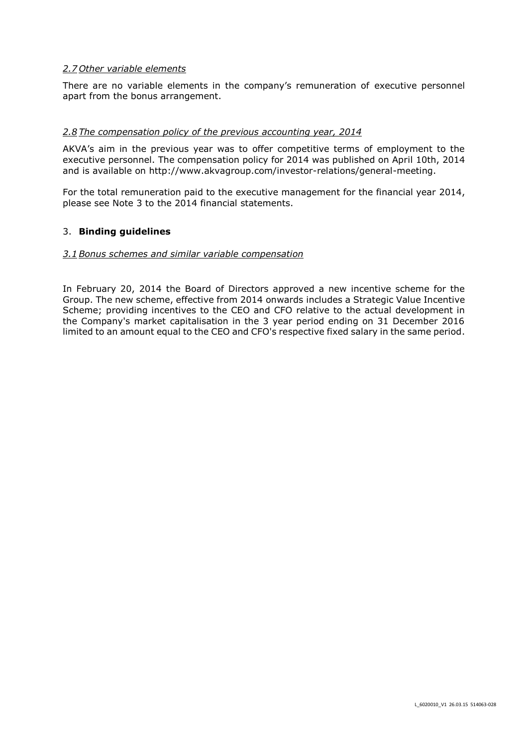### *2.7 Other variable elements*

There are no variable elements in the company's remuneration of executive personnel apart from the bonus arrangement.

### *2.8 The compensation policy of the previous accounting year, 2014*

AKVA's aim in the previous year was to offer competitive terms of employment to the executive personnel. The compensation policy for 2014 was published on April 10th, 2014 and is available on http://www.akvagroup.com/investor-relations/general-meeting.

For the total remuneration paid to the executive management for the financial year 2014, please see Note 3 to the 2014 financial statements.

## 3. **Binding guidelines**

### *3.1 Bonus schemes and similar variable compensation*

In February 20, 2014 the Board of Directors approved a new incentive scheme for the Group. The new scheme, effective from 2014 onwards includes a Strategic Value Incentive Scheme; providing incentives to the CEO and CFO relative to the actual development in the Company's market capitalisation in the 3 year period ending on 31 December 2016 limited to an amount equal to the CEO and CFO's respective fixed salary in the same period.